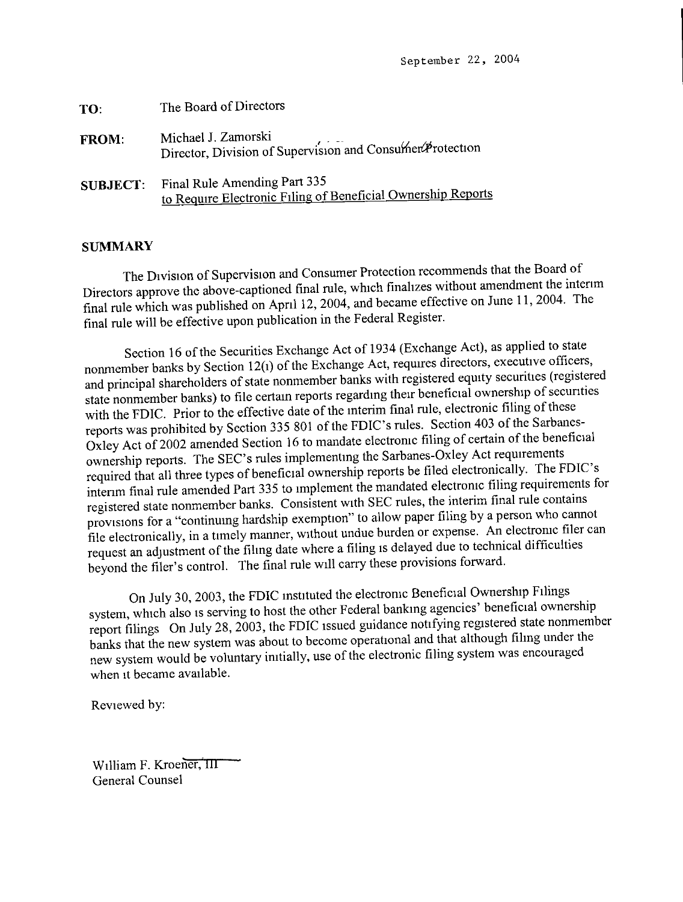September 22, 2004

**TO:** The Board of Directors

**FROM:** Michael J. Zamorski
Director, Division of Supervision and Consumer Protection

**SUBJECT:** Final Rule Amending Part 335
to Require Electronic Filing of Beneficial Ownership Reports

## SUMMARY

The Division of Supervision and Consumer Protection recommends that the Board of Directors approve the above-captioned final rule, which finalizes without amendment the interim final rule which was published on April 12, 2004, and became effective on June 11, 2004. The final rule will be effective upon publication in the Federal Register.

Section 16 of the Securities Exchange Act of 1934 (Exchange Act), as applied to state nonmember banks by Section 12(i) of the Exchange Act, requires directors, executive officers, and principal shareholders of state nonmember banks with registered equity securities (registered state nonmember banks) to file certain reports regarding their beneficial ownership of securities with the FDIC. Prior to the effective date of the interim final rule, electronic filing of these reports was prohibited by Section 335 801 of the FDIC's rules. Section 403 of the Sarbanes-Oxley Act of 2002 amended Section 16 to mandate electronic filing of certain of the beneficial ownership reports. The SEC's rules implementing the Sarbanes-Oxley Act requirements required that all three types of beneficial ownership reports be filed electronically. The FDIC's interim final rule amended Part 335 to implement the mandated electronic filing requirements for registered state nonmember banks. Consistent with SEC rules, the interim final rule contains provisions for a "continuing hardship exemption" to allow paper filing by a person who cannot file electronically, in a timely manner, without undue burden or expense. An electronic filer can request an adjustment of the filing date where a filing is delayed due to technical difficulties beyond the filer's control. The final rule will carry these provisions forward.

On July 30, 2003, the FDIC instituted the electronic Beneficial Ownership Filings system, which also is serving to host the other Federal banking agencies' beneficial ownership report filings On July 28, 2003, the FDIC issued guidance notifying registered state nonmember banks that the new system was about to become operational and that although filing under the new system would be voluntary initially, use of the electronic filing system was encouraged when it became available.

Reviewed by:

William F. Kroener, III
General Counsel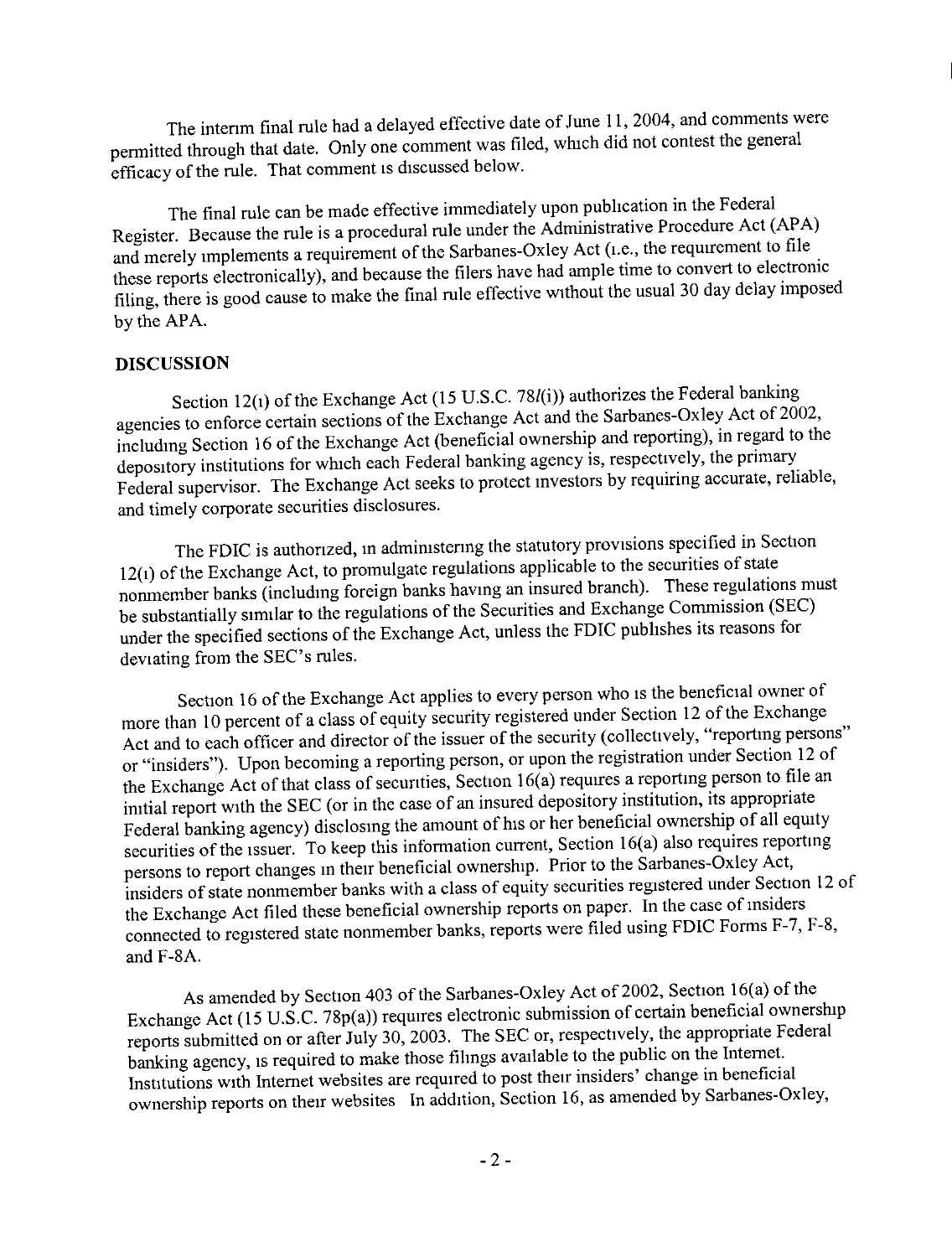The interim final rule had a delayed effective date of June 11, 2004, and comments were permitted through that date. Only one comment was filed, which did not contest the general efficacy of the rule. That comment is discussed below.

The final rule can be made effective immediately upon publication in the Federal Register. Because the rule is a procedural rule under the Administrative Procedure Act (APA) and merely implements a requirement of the Sarbanes-Oxley Act (i.e., the requirement to file these reports electronically), and because the filers have had ample time to convert to electronic filing, there is good cause to make the final rule effective without the usual 30 day delay imposed by the APA.

## DISCUSSION

Section 12(i) of the Exchange Act (15 U.S.C. 78*l*(i)) authorizes the Federal banking agencies to enforce certain sections of the Exchange Act and the Sarbanes-Oxley Act of 2002, including Section 16 of the Exchange Act (beneficial ownership and reporting), in regard to the depository institutions for which each Federal banking agency is, respectively, the primary Federal supervisor. The Exchange Act seeks to protect investors by requiring accurate, reliable, and timely corporate securities disclosures.

The FDIC is authorized, in administering the statutory provisions specified in Section 12(i) of the Exchange Act, to promulgate regulations applicable to the securities of state nonmember banks (including foreign banks having an insured branch). These regulations must be substantially similar to the regulations of the Securities and Exchange Commission (SEC) under the specified sections of the Exchange Act, unless the FDIC publishes its reasons for deviating from the SEC's rules.

Section 16 of the Exchange Act applies to every person who is the beneficial owner of more than 10 percent of a class of equity security registered under Section 12 of the Exchange Act and to each officer and director of the issuer of the security (collectively, "reporting persons" or "insiders"). Upon becoming a reporting person, or upon the registration under Section 12 of the Exchange Act of that class of securities, Section 16(a) requires a reporting person to file an initial report with the SEC (or in the case of an insured depository institution, its appropriate Federal banking agency) disclosing the amount of his or her beneficial ownership of all equity securities of the issuer. To keep this information current, Section 16(a) also requires reporting persons to report changes in their beneficial ownership. Prior to the Sarbanes-Oxley Act, insiders of state nonmember banks with a class of equity securities registered under Section 12 of the Exchange Act filed these beneficial ownership reports on paper. In the case of insiders connected to registered state nonmember banks, reports were filed using FDIC Forms F-7, F-8, and F-8A.

As amended by Section 403 of the Sarbanes-Oxley Act of 2002, Section 16(a) of the Exchange Act (15 U.S.C. 78p(a)) requires electronic submission of certain beneficial ownership reports submitted on or after July 30, 2003. The SEC or, respectively, the appropriate Federal banking agency, is required to make those filings available to the public on the Internet. Institutions with Internet websites are required to post their insiders' change in beneficial ownership reports on their websites In addition, Section 16, as amended by Sarbanes-Oxley,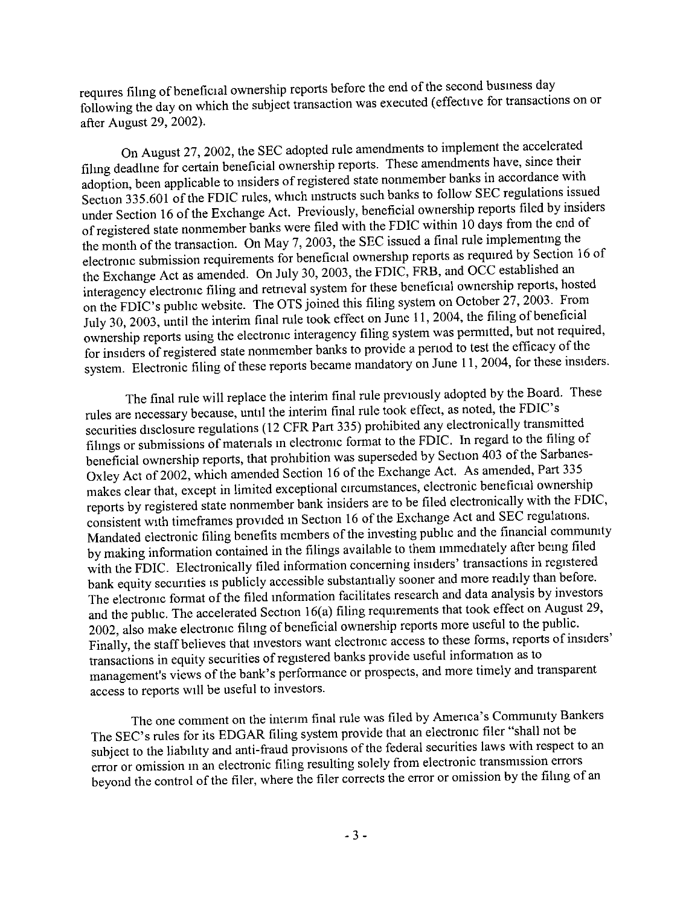requires filing of beneficial ownership reports before the end of the second business day following the day on which the subject transaction was executed (effective for transactions on or after August 29, 2002).

On August 27, 2002, the SEC adopted rule amendments to implement the accelerated filing deadline for certain beneficial ownership reports. These amendments have, since their adoption, been applicable to insiders of registered state nonmember banks in accordance with Section 335.601 of the FDIC rules, which instructs such banks to follow SEC regulations issued under Section 16 of the Exchange Act. Previously, beneficial ownership reports filed by insiders of registered state nonmember banks were filed with the FDIC within 10 days from the end of the month of the transaction. On May 7, 2003, the SEC issued a final rule implementing the electronic submission requirements for beneficial ownership reports as required by Section 16 of the Exchange Act as amended. On July 30, 2003, the FDIC, FRB, and OCC established an interagency electronic filing and retrieval system for these beneficial ownership reports, hosted on the FDIC's public website. The OTS joined this filing system on October 27, 2003. From July 30, 2003, until the interim final rule took effect on June 11, 2004, the filing of beneficial ownership reports using the electronic interagency filing system was permitted, but not required, for insiders of registered state nonmember banks to provide a period to test the efficacy of the system. Electronic filing of these reports became mandatory on June 11, 2004, for these insiders.

The final rule will replace the interim final rule previously adopted by the Board. These rules are necessary because, until the interim final rule took effect, as noted, the FDIC's securities disclosure regulations (12 CFR Part 335) prohibited any electronically transmitted filings or submissions of materials in electronic format to the FDIC. In regard to the filing of beneficial ownership reports, that prohibition was superseded by Section 403 of the Sarbanes-Oxley Act of 2002, which amended Section 16 of the Exchange Act. As amended, Part 335 makes clear that, except in limited exceptional circumstances, electronic beneficial ownership reports by registered state nonmember bank insiders are to be filed electronically with the FDIC, consistent with timeframes provided in Section 16 of the Exchange Act and SEC regulations. Mandated electronic filing benefits members of the investing public and the financial community by making information contained in the filings available to them immediately after being filed with the FDIC. Electronically filed information concerning insiders' transactions in registered bank equity securities is publicly accessible substantially sooner and more readily than before. The electronic format of the filed information facilitates research and data analysis by investors and the public. The accelerated Section 16(a) filing requirements that took effect on August 29, 2002, also make electronic filing of beneficial ownership reports more useful to the public. Finally, the staff believes that investors want electronic access to these forms, reports of insiders' transactions in equity securities of registered banks provide useful information as to management's views of the bank's performance or prospects, and more timely and transparent access to reports will be useful to investors.

The one comment on the interim final rule was filed by America's Community Bankers The SEC's rules for its EDGAR filing system provide that an electronic filer "shall not be subject to the liability and anti-fraud provisions of the federal securities laws with respect to an error or omission in an electronic filing resulting solely from electronic transmission errors beyond the control of the filer, where the filer corrects the error or omission by the filing of an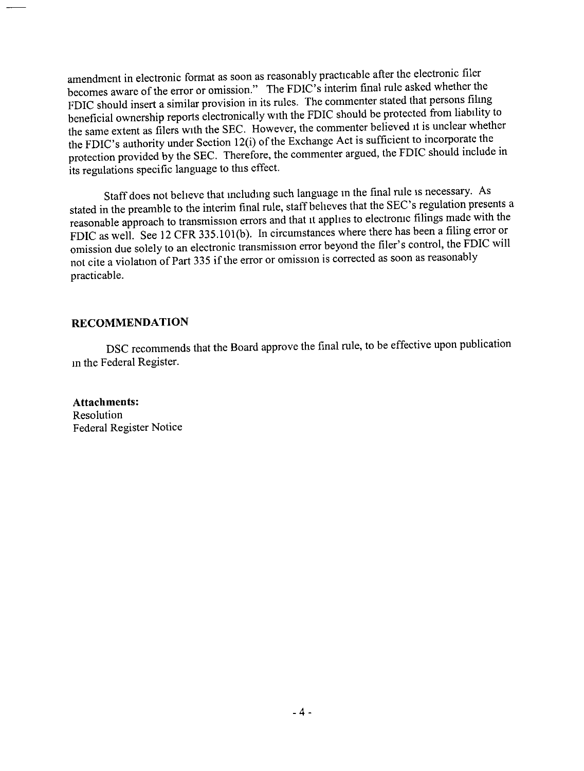amendment in electronic format as soon as reasonably practicable after the electronic filer becomes aware of the error or omission." The FDIC's interim final rule asked whether the FDIC should insert a similar provision in its rules. The commenter stated that persons filing beneficial ownership reports electronically with the FDIC should be protected from liability to the same extent as filers with the SEC. However, the commenter believed it is unclear whether the FDIC's authority under Section 12(i) of the Exchange Act is sufficient to incorporate the protection provided by the SEC. Therefore, the commenter argued, the FDIC should include in its regulations specific language to this effect.

Staff does not believe that including such language in the final rule is necessary. As stated in the preamble to the interim final rule, staff believes that the SEC's regulation presents a reasonable approach to transmission errors and that it applies to electronic filings made with the FDIC as well. See 12 CFR 335.101(b). In circumstances where there has been a filing error or omission due solely to an electronic transmission error beyond the filer's control, the FDIC will not cite a violation of Part 335 if the error or omission is corrected as soon as reasonably practicable.

## RECOMMENDATION

DSC recommends that the Board approve the final rule, to be effective upon publication in the Federal Register.

**Attachments:**
Resolution
Federal Register Notice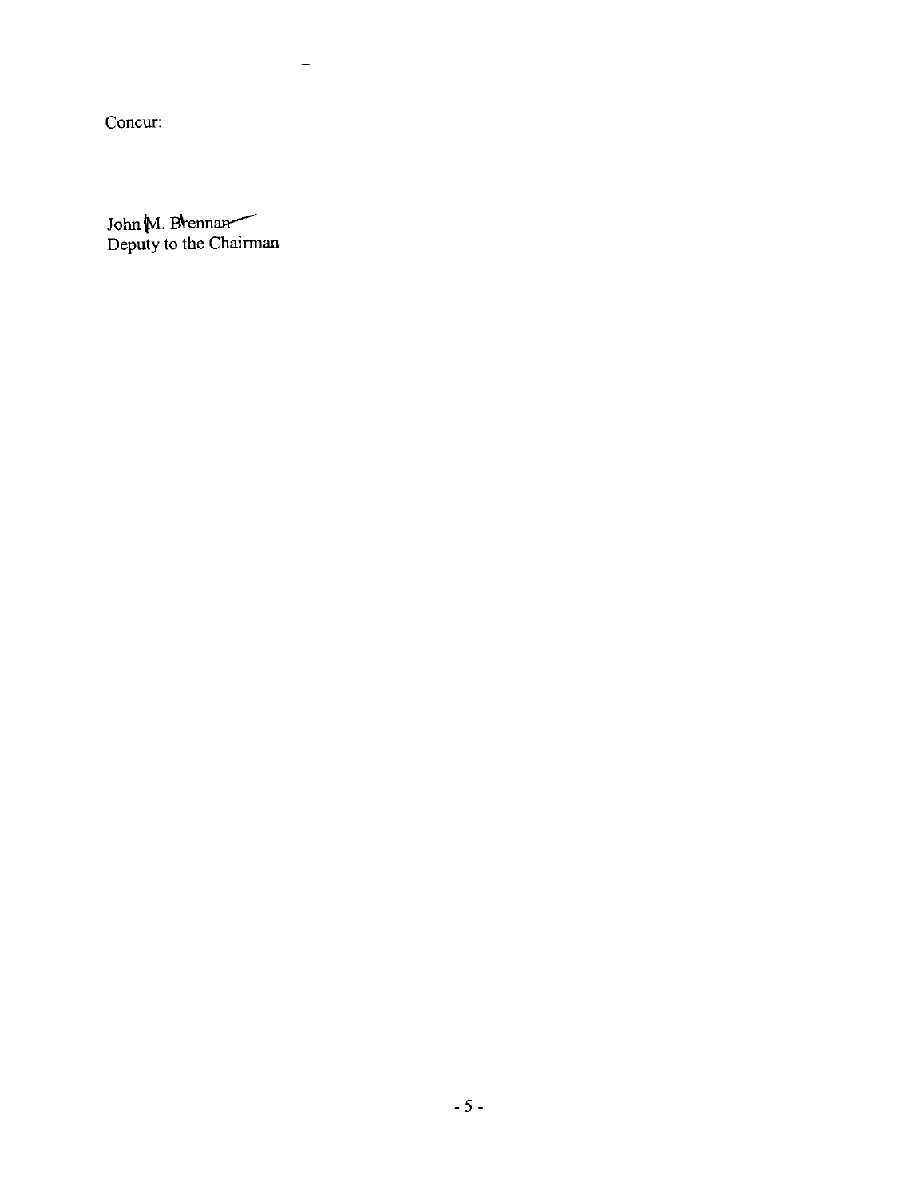Concur:

John M. Brennan
Deputy to the Chairman